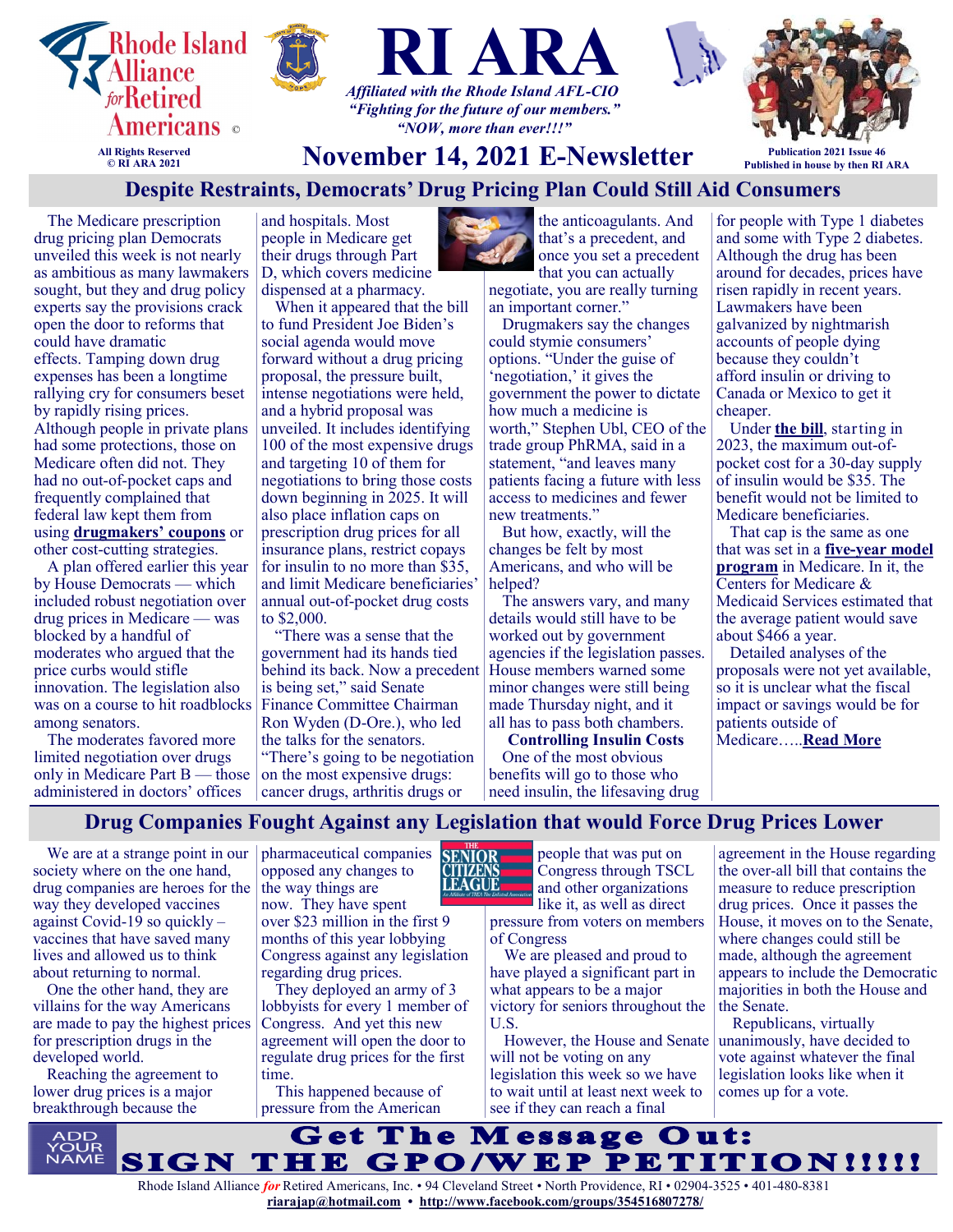# Rhode Island Alliance for Retired Americans ©

All Rights Reserved
© RI ARA 2021

# RI ARA

*Affiliated with the Rhode Island AFL-CIO*
*"Fighting for the future of our members."*
*"NOW, more than ever!!!"*

## November 14, 2021 E-Newsletter

Publication 2021 Issue 46
Published in house by then RI ARA

## Despite Restraints, Democrats' Drug Pricing Plan Could Still Aid Consumers

The Medicare prescription drug pricing plan Democrats unveiled this week is not nearly as ambitious as many lawmakers sought, but they and drug policy experts say the provisions crack open the door to reforms that could have dramatic effects. Tamping down drug expenses has been a longtime rallying cry for consumers beset by rapidly rising prices. Although people in private plans had some protections, those on Medicare often did not. They had no out-of-pocket caps and frequently complained that federal law kept them from using **drugmakers' coupons** or other cost-cutting strategies.

A plan offered earlier this year by House Democrats — which included robust negotiation over drug prices in Medicare — was blocked by a handful of moderates who argued that the price curbs would stifle innovation. The legislation also was on a course to hit roadblocks among senators.

The moderates favored more limited negotiation over drugs only in Medicare Part B — those administered in doctors' offices and hospitals. Most people in Medicare get their drugs through Part D, which covers medicine dispensed at a pharmacy.

When it appeared that the bill to fund President Joe Biden's social agenda would move forward without a drug pricing proposal, the pressure built, intense negotiations were held, and a hybrid proposal was unveiled. It includes identifying 100 of the most expensive drugs and targeting 10 of them for negotiations to bring those costs down beginning in 2025. It will also place inflation caps on prescription drug prices for all insurance plans, restrict copays for insulin to no more than $35, and limit Medicare beneficiaries' annual out-of-pocket drug costs to $2,000.

"There was a sense that the government had its hands tied behind its back. Now a precedent is being set," said Senate Finance Committee Chairman Ron Wyden (D-Ore.), who led the talks for the senators. "There's going to be negotiation on the most expensive drugs: cancer drugs, arthritis drugs or the anticoagulants. And that's a precedent, and once you set a precedent that you can actually negotiate, you are really turning an important corner."

Drugmakers say the changes could stymie consumers' options. "Under the guise of 'negotiation,' it gives the government the power to dictate how much a medicine is worth," Stephen Ubl, CEO of the trade group PhRMA, said in a statement, "and leaves many patients facing a future with less access to medicines and fewer new treatments."

But how, exactly, will the changes be felt by most Americans, and who will be helped?

The answers vary, and many details would still have to be worked out by government agencies if the legislation passes. House members warned some minor changes were still being made Thursday night, and it all has to pass both chambers.

**Controlling Insulin Costs**

One of the most obvious benefits will go to those who need insulin, the lifesaving drug for people with Type 1 diabetes and some with Type 2 diabetes. Although the drug has been around for decades, prices have risen rapidly in recent years. Lawmakers have been galvanized by nightmarish accounts of people dying because they couldn't afford insulin or driving to Canada or Mexico to get it cheaper.

Under **the bill**, starting in 2023, the maximum out-of-pocket cost for a 30-day supply of insulin would be $35. The benefit would not be limited to Medicare beneficiaries.

That cap is the same as one that was set in a **five-year model program** in Medicare. In it, the Centers for Medicare & Medicaid Services estimated that the average patient would save about $466 a year.

Detailed analyses of the proposals were not yet available, so it is unclear what the fiscal impact or savings would be for patients outside of Medicare…..**Read More**

## Drug Companies Fought Against any Legislation that would Force Drug Prices Lower

We are at a strange point in our society where on the one hand, drug companies are heroes for the way they developed vaccines against Covid-19 so quickly – vaccines that have saved many lives and allowed us to think about returning to normal.

One the other hand, they are villains for the way Americans are made to pay the highest prices for prescription drugs in the developed world.

Reaching the agreement to lower drug prices is a major breakthrough because the pharmaceutical companies opposed any changes to the way things are now. They have spent over $23 million in the first 9 months of this year lobbying Congress against any legislation regarding drug prices.

They deployed an army of 3 lobbyists for every 1 member of Congress. And yet this new agreement will open the door to regulate drug prices for the first time.

This happened because of pressure from the American people that was put on Congress through TSCL and other organizations like it, as well as direct pressure from voters on members of Congress

We are pleased and proud to have played a significant part in what appears to be a major victory for seniors throughout the U.S.

However, the House and Senate will not be voting on any legislation this week so we have to wait until at least next week to see if they can reach a final agreement in the House regarding the over-all bill that contains the measure to reduce prescription drug prices. Once it passes the House, it moves on to the Senate, where changes could still be made, although the agreement appears to include the Democratic majorities in both the House and the Senate.

Republicans, virtually unanimously, have decided to vote against whatever the final legislation looks like when it comes up for a vote.

ADD YOUR NAME

**Get The Message Out: SIGN THE GPO/WEP PETITION!!!!!**

Rhode Island Alliance *for* Retired Americans, Inc. • 94 Cleveland Street • North Providence, RI • 02904-3525 • 401-480-8381
riarajap@hotmail.com • http://www.facebook.com/groups/354516807278/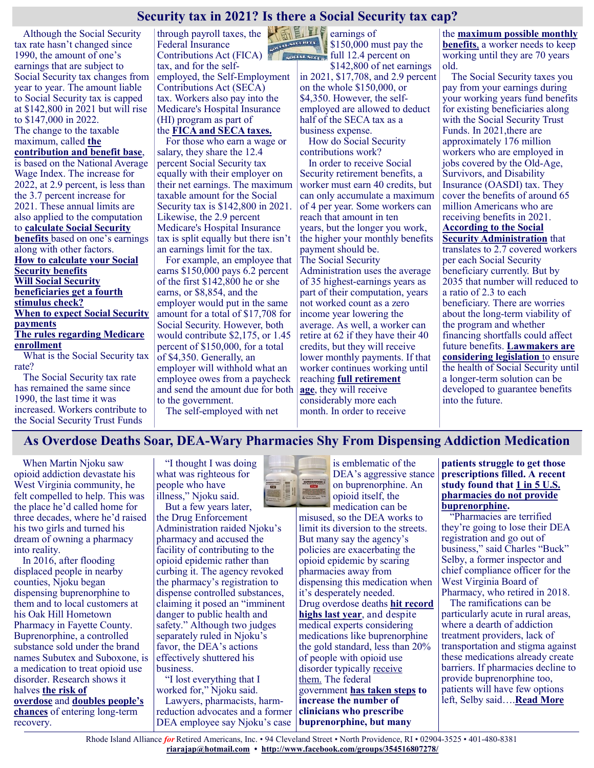## Security tax in 2021? Is there a Social Security tax cap?

Although the Social Security tax rate hasn't changed since 1990, the amount of one's earnings that are subject to Social Security tax changes from year to year. The amount liable to Social Security tax is capped at $142,800 in 2021 but will rise to $147,000 in 2022.

The change to the taxable maximum, called **the contribution and benefit base**, is based on the National Average Wage Index. The increase for 2022, at 2.9 percent, is less than the 3.7 percent increase for 2021. These annual limits are also applied to the computation to **calculate Social Security benefits** based on one's earnings along with other factors.

**How to calculate your Social Security benefits**

**Will Social Security beneficiaries get a fourth stimulus check?**

**When to expect Social Security payments**

**The rules regarding Medicare enrollment**

What is the Social Security tax rate?

The Social Security tax rate has remained the same since 1990, the last time it was increased. Workers contribute to the Social Security Trust Funds through payroll taxes, the Federal Insurance Contributions Act (FICA) tax, and for the self-employed, the Self-Employment Contributions Act (SECA) tax. Workers also pay into the Medicare's Hospital Insurance (HI) program as part of the **FICA and SECA taxes.**

For those who earn a wage or salary, they share the 12.4 percent Social Security tax equally with their employer on their net earnings. The maximum taxable amount for the Social Security tax is $142,800 in 2021. Likewise, the 2.9 percent Medicare's Hospital Insurance tax is split equally but there isn't an earnings limit for the tax.

For example, an employee that earns $150,000 pays 6.2 percent of the first $142,800 he or she earns, or $8,854, and the employer would put in the same amount for a total of $17,708 for Social Security. However, both would contribute $2,175, or 1.45 percent of $150,000, for a total of $4,350. Generally, an employer will withhold what an employee owes from a paycheck and send the amount due for both to the government.

The self-employed with net earnings of $150,000 must pay the full 12.4 percent on $142,800 of net earnings in 2021, $17,708, and 2.9 percent on the whole $150,000, or $4,350. However, the self-employed are allowed to deduct half of the SECA tax as a business expense.

How do Social Security contributions work?

In order to receive Social Security retirement benefits, a worker must earn 40 credits, but can only accumulate a maximum of 4 per year. Some workers can reach that amount in ten years, but the longer you work, the higher your monthly benefits payment should be.

The Social Security Administration uses the average of 35 highest-earnings years as part of their computation, years not worked count as a zero income year lowering the average. As well, a worker can retire at 62 if they have their 40 credits, but they will receive lower monthly payments. If that worker continues working until reaching **full retirement age**, they will receive considerably more each month. In order to receive the **maximum possible monthly benefits**, a worker needs to keep working until they are 70 years old.

The Social Security taxes you pay from your earnings during your working years fund benefits for existing beneficiaries along with the Social Security Trust Funds. In 2021,there are approximately 176 million workers who are employed in jobs covered by the Old-Age, Survivors, and Disability Insurance (OASDI) tax. They cover the benefits of around 65 million Americans who are receiving benefits in 2021. **According to the Social Security Administration** that translates to 2.7 covered workers per each Social Security beneficiary currently. But by 2035 that number will reduced to a ratio of 2.3 to each beneficiary. There are worries about the long-term viability of the program and whether financing shortfalls could affect future benefits. **Lawmakers are considering legislation** to ensure the health of Social Security until a longer-term solution can be developed to guarantee benefits into the future.

## As Overdose Deaths Soar, DEA-Wary Pharmacies Shy From Dispensing Addiction Medication

When Martin Njoku saw opioid addiction devastate his West Virginia community, he felt compelled to help. This was the place he'd called home for three decades, where he'd raised his two girls and turned his dream of owning a pharmacy into reality.

In 2016, after flooding displaced people in nearby counties, Njoku began dispensing buprenorphine to them and to local customers at his Oak Hill Hometown Pharmacy in Fayette County. Buprenorphine, a controlled substance sold under the brand names Subutex and Suboxone, is a medication to treat opioid use disorder. Research shows it halves **the risk of overdose** and **doubles people's chances** of entering long-term recovery.

"I thought I was doing what was righteous for people who have illness," Njoku said.

But a few years later, the Drug Enforcement Administration raided Njoku's pharmacy and accused the facility of contributing to the opioid epidemic rather than curbing it. The agency revoked the pharmacy's registration to dispense controlled substances, claiming it posed an "imminent danger to public health and safety." Although two judges separately ruled in Njoku's favor, the DEA's actions effectively shuttered his business.

"I lost everything that I worked for," Njoku said.

Lawyers, pharmacists, harm-reduction advocates and a former DEA employee say Njoku's case is emblematic of the DEA's aggressive stance on buprenorphine. An opioid itself, the medication can be misused, so the DEA works to limit its diversion to the streets. But many say the agency's policies are exacerbating the opioid epidemic by scaring pharmacies away from dispensing this medication when it's desperately needed.

Drug overdose deaths **hit record highs last year**, and despite medical experts considering medications like buprenorphine the gold standard, less than 20% of people with opioid use disorder typically receive them. The federal government **has taken steps to increase the number of clinicians who prescribe buprenorphine, but many patients struggle to get those prescriptions filled. A recent study found that 1 in 5 U.S. pharmacies do not provide buprenorphine.**

"Pharmacies are terrified they're going to lose their DEA registration and go out of business," said Charles "Buck" Selby, a former inspector and chief compliance officer for the West Virginia Board of Pharmacy, who retired in 2018.

The ramifications can be particularly acute in rural areas, where a dearth of addiction treatment providers, lack of transportation and stigma against these medications already create barriers. If pharmacies decline to provide buprenorphine too, patients will have few options left, Selby said….**Read More**

Rhode Island Alliance *for* Retired Americans, Inc. • 94 Cleveland Street • North Providence, RI • 02904-3525 • 401-480-8381
**riarajap@hotmail.com • http://www.facebook.com/groups/354516807278/**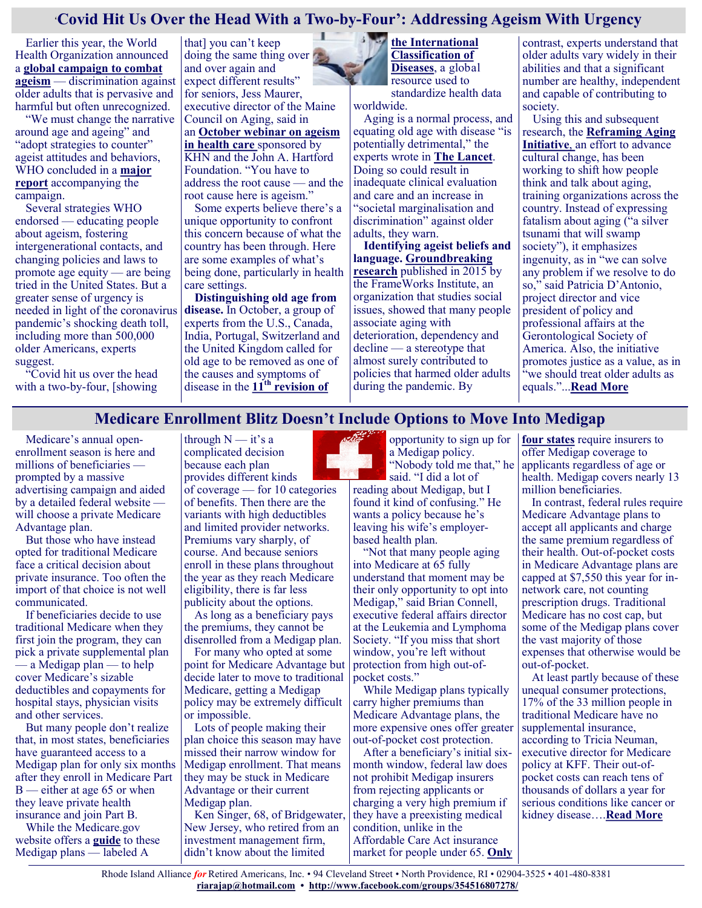## 'Covid Hit Us Over the Head With a Two-by-Four': Addressing Ageism With Urgency

Earlier this year, the World Health Organization announced a **global campaign to combat ageism** — discrimination against older adults that is pervasive and harmful but often unrecognized.

"We must change the narrative around age and ageing" and "adopt strategies to counter" ageist attitudes and behaviors, WHO concluded in a **major report** accompanying the campaign.

Several strategies WHO endorsed — educating people about ageism, fostering intergenerational contacts, and changing policies and laws to promote age equity — are being tried in the United States. But a greater sense of urgency is needed in light of the coronavirus pandemic's shocking death toll, including more than 500,000 older Americans, experts suggest.

"Covid hit us over the head with a two-by-four, [showing that] you can't keep doing the same thing over and over and expect different results" for seniors, Jess Maurer, executive director of the Maine Council on Aging, said in an **October webinar on ageism in health care** sponsored by KHN and the John A. Hartford Foundation. "You have to address the root cause — and the root cause here is ageism."

Some experts believe there's a unique opportunity to confront this concern because of what the country has been through. Here are some examples of what's being done, particularly in health care settings.

**Distinguishing old age from disease.** In October, a group of experts from the U.S., Canada, India, Portugal, Switzerland and the United Kingdom called for old age to be removed as one of the causes and symptoms of disease in the **11th revision of the International Classification of Diseases**, a global resource used to standardize health data worldwide.

Aging is a normal process, and equating old age with disease "is potentially detrimental," the experts wrote in **The Lancet**. Doing so could result in inadequate clinical evaluation and care and an increase in "societal marginalisation and discrimination" against older adults, they warn.

**Identifying ageist beliefs and language.** **Groundbreaking research** published in 2015 by the FrameWorks Institute, an organization that studies social issues, showed that many people associate aging with deterioration, dependency and decline — a stereotype that almost surely contributed to policies that harmed older adults during the pandemic. By contrast, experts understand that older adults vary widely in their abilities and that a significant number are healthy, independent and capable of contributing to society.

Using this and subsequent research, the **Reframing Aging Initiative**, an effort to advance cultural change, has been working to shift how people think and talk about aging, training organizations across the country. Instead of expressing fatalism about aging ("a silver tsunami that will swamp society"), it emphasizes ingenuity, as in "we can solve any problem if we resolve to do so," said Patricia D'Antonio, project director and vice president of policy and professional affairs at the Gerontological Society of America. Also, the initiative promotes justice as a value, as in "we should treat older adults as equals."...**Read More**

## Medicare Enrollment Blitz Doesn't Include Options to Move Into Medigap

Medicare's annual open-enrollment season is here and millions of beneficiaries — prompted by a massive advertising campaign and aided by a detailed federal website — will choose a private Medicare Advantage plan.

But those who have instead opted for traditional Medicare face a critical decision about private insurance. Too often the import of that choice is not well communicated.

If beneficiaries decide to use traditional Medicare when they first join the program, they can pick a private supplemental plan — a Medigap plan — to help cover Medicare's sizable deductibles and copayments for hospital stays, physician visits and other services.

But many people don't realize that, in most states, beneficiaries have guaranteed access to a Medigap plan for only six months after they enroll in Medicare Part B — either at age 65 or when they leave private health insurance and join Part B.

While the Medicare.gov website offers a **guide** to these Medigap plans — labeled A through N — it's a complicated decision because each plan provides different kinds of coverage — for 10 categories of benefits. Then there are the variants with high deductibles and limited provider networks. Premiums vary sharply, of course. And because seniors enroll in these plans throughout the year as they reach Medicare eligibility, there is far less publicity about the options.

As long as a beneficiary pays the premiums, they cannot be disenrolled from a Medigap plan.

For many who opted at some point for Medicare Advantage but decide later to move to traditional Medicare, getting a Medigap policy may be extremely difficult or impossible.

Lots of people making their plan choice this season may have missed their narrow window for Medigap enrollment. That means they may be stuck in Medicare Advantage or their current Medigap plan.

Ken Singer, 68, of Bridgewater, New Jersey, who retired from an investment management firm, didn't know about the limited opportunity to sign up for a Medigap policy.

"Nobody told me that," he said. "I did a lot of reading about Medigap, but I found it kind of confusing." He wants a policy because he's leaving his wife's employer-based health plan.

"Not that many people aging into Medicare at 65 fully understand that moment may be their only opportunity to opt into Medigap," said Brian Connell, executive federal affairs director at the Leukemia and Lymphoma Society. "If you miss that short window, you're left without protection from high out-of-pocket costs."

While Medigap plans typically carry higher premiums than Medicare Advantage plans, the more expensive ones offer greater out-of-pocket cost protection.

After a beneficiary's initial six-month window, federal law does not prohibit Medigap insurers from rejecting applicants or charging a very high premium if they have a preexisting medical condition, unlike in the Affordable Care Act insurance market for people under 65. **Only four states** require insurers to offer Medigap coverage to applicants regardless of age or health. Medigap covers nearly 13 million beneficiaries.

In contrast, federal rules require Medicare Advantage plans to accept all applicants and charge the same premium regardless of their health. Out-of-pocket costs in Medicare Advantage plans are capped at $7,550 this year for in-network care, not counting prescription drugs. Traditional Medicare has no cost cap, but some of the Medigap plans cover the vast majority of those expenses that otherwise would be out-of-pocket.

At least partly because of these unequal consumer protections, 17% of the 33 million people in traditional Medicare have no supplemental insurance, according to Tricia Neuman, executive director for Medicare policy at KFF. Their out-of-pocket costs can reach tens of thousands of dollars a year for serious conditions like cancer or kidney disease….**Read More**

Rhode Island Alliance *for* Retired Americans, Inc. • 94 Cleveland Street • North Providence, RI • 02904-3525 • 401-480-8381
**riarajap@hotmail.com** • **http://www.facebook.com/groups/354516807278/**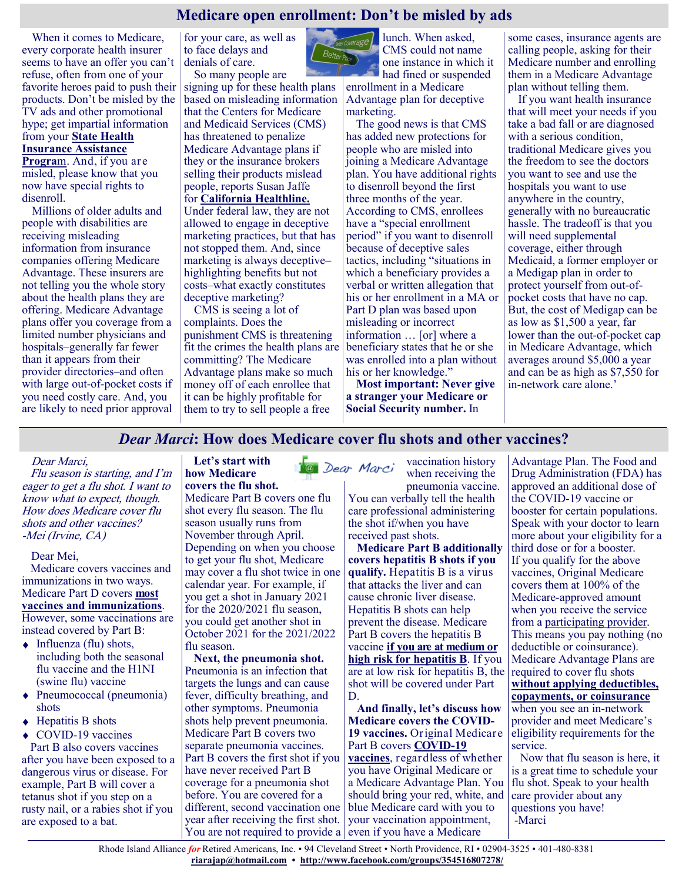## Medicare open enrollment: Don't be misled by ads

When it comes to Medicare, every corporate health insurer seems to have an offer you can't refuse, often from one of your favorite heroes paid to push their products. Don't be misled by the TV ads and other promotional hype; get impartial information from your **State Health Insurance Assistance Program**. And, if you are misled, please know that you now have special rights to disenroll.

Millions of older adults and people with disabilities are receiving misleading information from insurance companies offering Medicare Advantage. These insurers are not telling you the whole story about the health plans they are offering. Medicare Advantage plans offer you coverage from a limited number physicians and hospitals–generally far fewer than it appears from their provider directories–and often with large out-of-pocket costs if you need costly care. And, you are likely to need prior approval for your care, as well as to face delays and denials of care.

So many people are signing up for these health plans based on misleading information that the Centers for Medicare and Medicaid Services (CMS) has threatened to penalize Medicare Advantage plans if they or the insurance brokers selling their products mislead people, reports Susan Jaffe for **California Healthline.** Under federal law, they are not allowed to engage in deceptive marketing practices, but that has not stopped them. And, since marketing is always deceptive–highlighting benefits but not costs–what exactly constitutes deceptive marketing?

CMS is seeing a lot of complaints. Does the punishment CMS is threatening fit the crimes the health plans are committing? The Medicare Advantage plans make so much money off of each enrollee that it can be highly profitable for them to try to sell people a free lunch. When asked, CMS could not name one instance in which it had fined or suspended enrollment in a Medicare Advantage plan for deceptive marketing.

The good news is that CMS has added new protections for people who are misled into joining a Medicare Advantage plan. You have additional rights to disenroll beyond the first three months of the year. According to CMS, enrollees have a "special enrollment period" if you want to disenroll because of deceptive sales tactics, including "situations in which a beneficiary provides a verbal or written allegation that his or her enrollment in a MA or Part D plan was based upon misleading or incorrect information … [or] where a beneficiary states that he or she was enrolled into a plan without his or her knowledge."

**Most important: Never give a stranger your Medicare or Social Security number.** In some cases, insurance agents are calling people, asking for their Medicare number and enrolling them in a Medicare Advantage plan without telling them.

If you want health insurance that will meet your needs if you take a bad fall or are diagnosed with a serious condition, traditional Medicare gives you the freedom to see the doctors you want to see and use the hospitals you want to use anywhere in the country, generally with no bureaucratic hassle. The tradeoff is that you will need supplemental coverage, either through Medicaid, a former employer or a Medigap plan in order to protect yourself from out-of-pocket costs that have no cap. But, the cost of Medigap can be as low as $1,500 a year, far lower than the out-of-pocket cap in Medicare Advantage, which averages around $5,000 a year and can be as high as $7,550 for in-network care alone.'

## *Dear Marci*: How does Medicare cover flu shots and other vaccines?

*Dear Marci,*
*Flu season is starting, and I'm eager to get a flu shot. I want to know what to expect, though. How does Medicare cover flu shots and other vaccines?*
*-Mei (Irvine, CA)*

Dear Mei,

Medicare covers vaccines and immunizations in two ways. Medicare Part D covers **most vaccines and immunizations**. However, some vaccinations are instead covered by Part B:

- Influenza (flu) shots, including both the seasonal flu vaccine and the H1NI (swine flu) vaccine
- Pneumococcal (pneumonia) shots
- Hepatitis B shots
- COVID-19 vaccines

Part B also covers vaccines after you have been exposed to a dangerous virus or disease. For example, Part B will cover a tetanus shot if you step on a rusty nail, or a rabies shot if you are exposed to a bat.

**Let's start with how Medicare covers the flu shot.** Medicare Part B covers one flu shot every flu season. The flu season usually runs from November through April. Depending on when you choose to get your flu shot, Medicare may cover a flu shot twice in one calendar year. For example, if you get a shot in January 2021 for the 2020/2021 flu season, you could get another shot in October 2021 for the 2021/2022 flu season.

**Next, the pneumonia shot.** Pneumonia is an infection that targets the lungs and can cause fever, difficulty breathing, and other symptoms. Pneumonia shots help prevent pneumonia. Medicare Part B covers two separate pneumonia vaccines. Part B covers the first shot if you have never received Part B coverage for a pneumonia shot before. You are covered for a different, second vaccination one year after receiving the first shot. You are not required to provide a vaccination history when receiving the pneumonia vaccine. You can verbally tell the health care professional administering the shot if/when you have received past shots.

**Medicare Part B additionally covers hepatitis B shots if you qualify.** Hepatitis B is a virus that attacks the liver and can cause chronic liver disease. Hepatitis B shots can help prevent the disease. Medicare Part B covers the hepatitis B vaccine **if you are at medium or high risk for hepatitis B**. If you are at low risk for hepatitis B, the shot will be covered under Part D.

**And finally, let's discuss how Medicare covers the COVID-19 vaccines.** Original Medicare Part B covers **COVID-19 vaccines**, regardless of whether you have Original Medicare or a Medicare Advantage Plan. You should bring your red, white, and blue Medicare card with you to your vaccination appointment, even if you have a Medicare Advantage Plan. The Food and Drug Administration (FDA) has approved an additional dose of the COVID-19 vaccine or booster for certain populations. Speak with your doctor to learn more about your eligibility for a third dose or for a booster.

If you qualify for the above vaccines, Original Medicare covers them at 100% of the Medicare-approved amount when you receive the service from a participating provider. This means you pay nothing (no deductible or coinsurance). Medicare Advantage Plans are required to cover flu shots **without applying deductibles, copayments, or coinsurance** when you see an in-network provider and meet Medicare's eligibility requirements for the service.

Now that flu season is here, it is a great time to schedule your flu shot. Speak to your health care provider about any questions you have!

-Marci

Rhode Island Alliance *for* Retired Americans, Inc. • 94 Cleveland Street • North Providence, RI • 02904-3525 • 401-480-8381
**riarajap@hotmail.com** • **http://www.facebook.com/groups/354516807278/**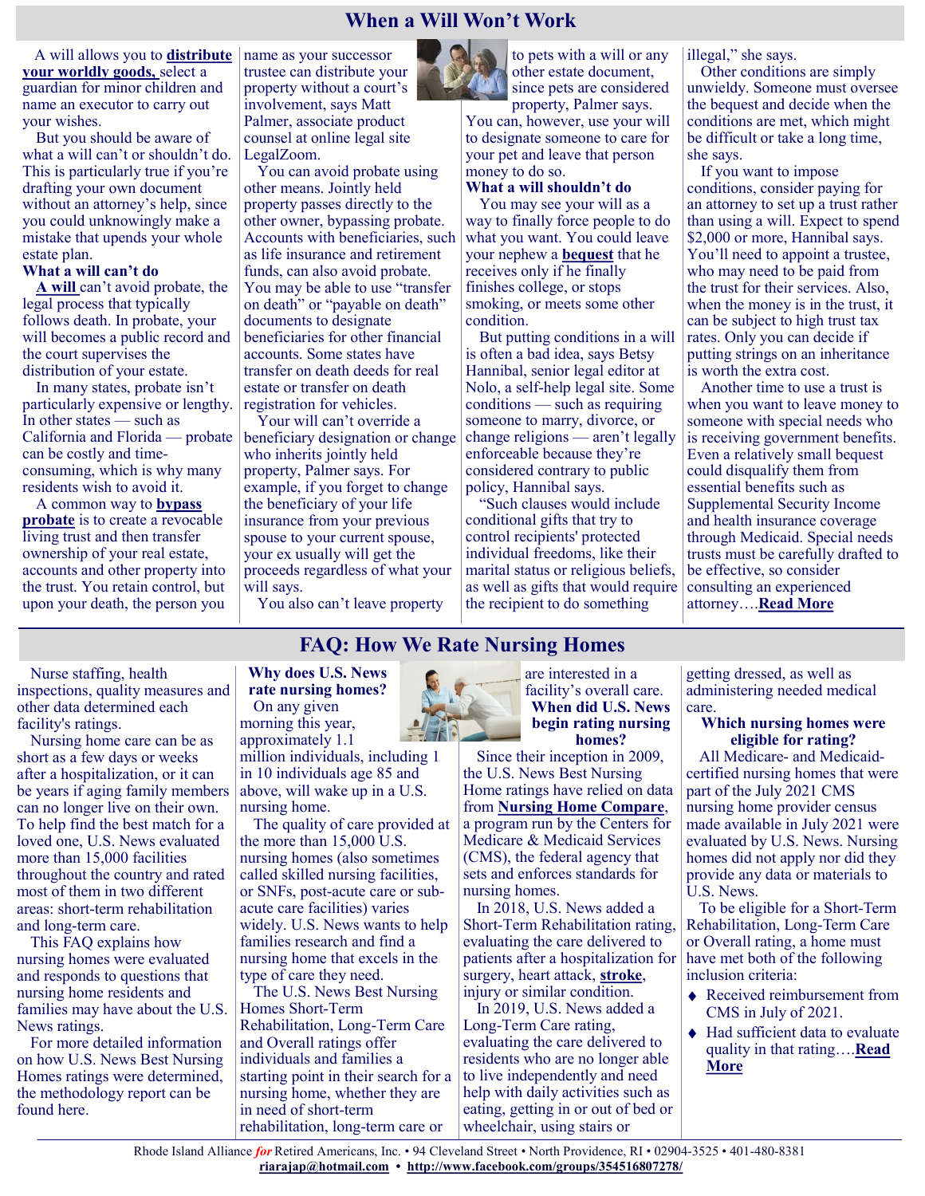## When a Will Won't Work

A will allows you to **distribute your worldly goods,** select a guardian for minor children and name an executor to carry out your wishes.

But you should be aware of what a will can't or shouldn't do. This is particularly true if you're drafting your own document without an attorney's help, since you could unknowingly make a mistake that upends your whole estate plan.

**What a will can't do**

**A will** can't avoid probate, the legal process that typically follows death. In probate, your will becomes a public record and the court supervises the distribution of your estate.

In many states, probate isn't particularly expensive or lengthy. In other states — such as California and Florida — probate can be costly and time-consuming, which is why many residents wish to avoid it.

A common way to **bypass probate** is to create a revocable living trust and then transfer ownership of your real estate, accounts and other property into the trust. You retain control, but upon your death, the person you name as your successor trustee can distribute your property without a court's involvement, says Matt Palmer, associate product counsel at online legal site LegalZoom.

You can avoid probate using other means. Jointly held property passes directly to the other owner, bypassing probate. Accounts with beneficiaries, such as life insurance and retirement funds, can also avoid probate. You may be able to use "transfer on death" or "payable on death" documents to designate beneficiaries for other financial accounts. Some states have transfer on death deeds for real estate or transfer on death registration for vehicles.

Your will can't override a beneficiary designation or change who inherits jointly held property, Palmer says. For example, if you forget to change the beneficiary of your life insurance from your previous spouse to your current spouse, your ex usually will get the proceeds regardless of what your will says.

You also can't leave property to pets with a will or any other estate document, since pets are considered property, Palmer says. You can, however, use your will to designate someone to care for your pet and leave that person money to do so.

**What a will shouldn't do**

You may see your will as a way to finally force people to do what you want. You could leave your nephew a **bequest** that he receives only if he finally finishes college, or stops smoking, or meets some other condition.

But putting conditions in a will is often a bad idea, says Betsy Hannibal, senior legal editor at Nolo, a self-help legal site. Some conditions — such as requiring someone to marry, divorce, or change religions — aren't legally enforceable because they're considered contrary to public policy, Hannibal says.

"Such clauses would include conditional gifts that try to control recipients' protected individual freedoms, like their marital status or religious beliefs, as well as gifts that would require the recipient to do something illegal," she says.

Other conditions are simply unwieldy. Someone must oversee the bequest and decide when the conditions are met, which might be difficult or take a long time, she says.

If you want to impose conditions, consider paying for an attorney to set up a trust rather than using a will. Expect to spend $2,000 or more, Hannibal says. You'll need to appoint a trustee, who may need to be paid from the trust for their services. Also, when the money is in the trust, it can be subject to high trust tax rates. Only you can decide if putting strings on an inheritance is worth the extra cost.

Another time to use a trust is when you want to leave money to someone with special needs who is receiving government benefits. Even a relatively small bequest could disqualify them from essential benefits such as Supplemental Security Income and health insurance coverage through Medicaid. Special needs trusts must be carefully drafted to be effective, so consider consulting an experienced attorney….**Read More**

## FAQ: How We Rate Nursing Homes

Nurse staffing, health inspections, quality measures and other data determined each facility's ratings.

Nursing home care can be as short as a few days or weeks after a hospitalization, or it can be years if aging family members can no longer live on their own. To help find the best match for a loved one, U.S. News evaluated more than 15,000 facilities throughout the country and rated most of them in two different areas: short-term rehabilitation and long-term care.

This FAQ explains how nursing homes were evaluated and responds to questions that nursing home residents and families may have about the U.S. News ratings.

For more detailed information on how U.S. News Best Nursing Homes ratings were determined, the methodology report can be found here.

**Why does U.S. News rate nursing homes?**

On any given morning this year, approximately 1.1 million individuals, including 1 in 10 individuals age 85 and above, will wake up in a U.S. nursing home.

The quality of care provided at the more than 15,000 U.S. nursing homes (also sometimes called skilled nursing facilities, or SNFs, post-acute care or sub-acute care facilities) varies widely. U.S. News wants to help families research and find a nursing home that excels in the type of care they need.

The U.S. News Best Nursing Homes Short-Term Rehabilitation, Long-Term Care and Overall ratings offer individuals and families a starting point in their search for a nursing home, whether they are in need of short-term rehabilitation, long-term care or are interested in a facility's overall care.

**When did U.S. News begin rating nursing homes?**

Since their inception in 2009, the U.S. News Best Nursing Home ratings have relied on data from **Nursing Home Compare**, a program run by the Centers for Medicare & Medicaid Services (CMS), the federal agency that sets and enforces standards for nursing homes.

In 2018, U.S. News added a Short-Term Rehabilitation rating, evaluating the care delivered to patients after a hospitalization for surgery, heart attack, **stroke**, injury or similar condition.

In 2019, U.S. News added a Long-Term Care rating, evaluating the care delivered to residents who are no longer able to live independently and need help with daily activities such as eating, getting in or out of bed or wheelchair, using stairs or getting dressed, as well as administering needed medical care.

**Which nursing homes were eligible for rating?**

All Medicare- and Medicaid-certified nursing homes that were part of the July 2021 CMS nursing home provider census made available in July 2021 were evaluated by U.S. News. Nursing homes did not apply nor did they provide any data or materials to U.S. News.

To be eligible for a Short-Term Rehabilitation, Long-Term Care or Overall rating, a home must have met both of the following inclusion criteria:

- Received reimbursement from CMS in July of 2021.
- Had sufficient data to evaluate quality in that rating….**Read More**

Rhode Island Alliance *for* Retired Americans, Inc. • 94 Cleveland Street • North Providence, RI • 02904-3525 • 401-480-8381
**riarajap@hotmail.com** • **http://www.facebook.com/groups/354516807278/**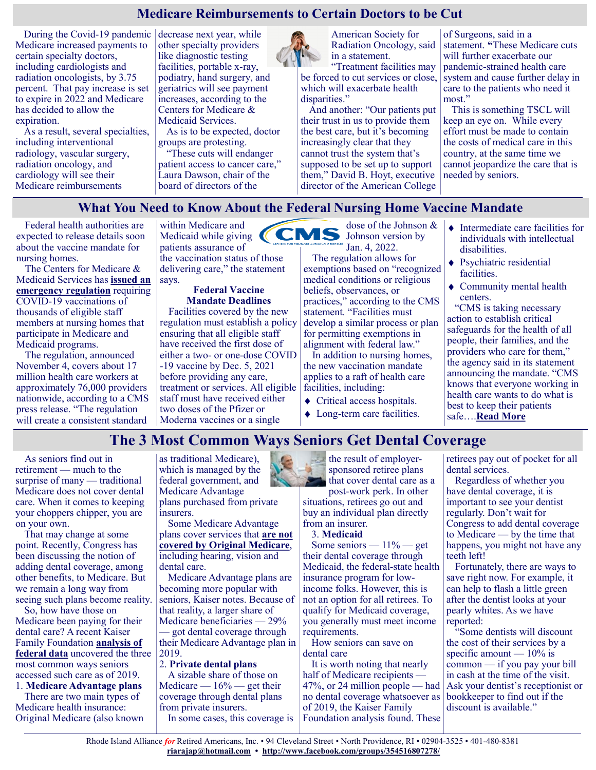## Medicare Reimbursements to Certain Doctors to be Cut

During the Covid-19 pandemic Medicare increased payments to certain specialty doctors, including cardiologists and radiation oncologists, by 3.75 percent. That pay increase is set to expire in 2022 and Medicare has decided to allow the expiration.

As a result, several specialties, including interventional radiology, vascular surgery, radiation oncology, and cardiology will see their Medicare reimbursements decrease next year, while other specialty providers like diagnostic testing facilities, portable x-ray, podiatry, hand surgery, and geriatrics will see payment increases, according to the Centers for Medicare & Medicaid Services.

As is to be expected, doctor groups are protesting.

"These cuts will endanger patient access to cancer care," Laura Dawson, chair of the board of directors of the American Society for Radiation Oncology, said in a statement. "Treatment facilities may be forced to cut services or close, which will exacerbate health disparities."

And another: "Our patients put their trust in us to provide them the best care, but it's becoming increasingly clear that they cannot trust the system that's supposed to be set up to support them," David B. Hoyt, executive director of the American College of Surgeons, said in a statement. "These Medicare cuts will further exacerbate our pandemic-strained health care system and cause further delay in care to the patients who need it most."

This is something TSCL will keep an eye on. While every effort must be made to contain the costs of medical care in this country, at the same time we cannot jeopardize the care that is needed by seniors.

## What You Need to Know About the Federal Nursing Home Vaccine Mandate

Federal health authorities are expected to release details soon about the vaccine mandate for nursing homes.

The Centers for Medicare & Medicaid Services has **issued an emergency regulation** requiring COVID-19 vaccinations of thousands of eligible staff members at nursing homes that participate in Medicare and Medicaid programs.

The regulation, announced November 4, covers about 17 million health care workers at approximately 76,000 providers nationwide, according to a CMS press release. "The regulation will create a consistent standard within Medicare and Medicaid while giving patients assurance of the vaccination status of those delivering care," the statement says.

**Federal Vaccine Mandate Deadlines**

Facilities covered by the new regulation must establish a policy ensuring that all eligible staff have received the first dose of either a two- or one-dose COVID-19 vaccine by Dec. 5, 2021 before providing any care, treatment or services. All eligible staff must have received either two doses of the Pfizer or Moderna vaccines or a single dose of the Johnson & Johnson version by Jan. 4, 2022.

The regulation allows for exemptions based on "recognized medical conditions or religious beliefs, observances, or practices," according to the CMS statement. "Facilities must develop a similar process or plan for permitting exemptions in alignment with federal law."

In addition to nursing homes, the new vaccination mandate applies to a raft of health care facilities, including:

- Critical access hospitals.
- Long-term care facilities.
- Intermediate care facilities for individuals with intellectual disabilities.
- Psychiatric residential facilities.
- Community mental health centers.

"CMS is taking necessary action to establish critical safeguards for the health of all people, their families, and the providers who care for them," the agency said in its statement announcing the mandate. "CMS knows that everyone working in health care wants to do what is best to keep their patients safe….**Read More**

## The 3 Most Common Ways Seniors Get Dental Coverage

As seniors find out in retirement — much to the surprise of many — traditional Medicare does not cover dental care. When it comes to keeping your choppers chipper, you are on your own.

That may change at some point. Recently, Congress has been discussing the notion of adding dental coverage, among other benefits, to Medicare. But we remain a long way from seeing such plans become reality.

So, how have those on Medicare been paying for their dental care? A recent Kaiser Family Foundation **analysis of federal data** uncovered the three most common ways seniors accessed such care as of 2019.

1. **Medicare Advantage plans**

There are two main types of Medicare health insurance: Original Medicare (also known as traditional Medicare), which is managed by the federal government, and Medicare Advantage plans purchased from private insurers.

Some Medicare Advantage plans cover services that **are not covered by Original Medicare**, including hearing, vision and dental care.

Medicare Advantage plans are becoming more popular with seniors, Kaiser notes. Because of that reality, a larger share of Medicare beneficiaries — 29% — got dental coverage through their Medicare Advantage plan in 2019.

2. **Private dental plans**

A sizable share of those on Medicare — 16% — get their coverage through dental plans from private insurers.

In some cases, this coverage is the result of employer-sponsored retiree plans that cover dental care as a post-work perk. In other situations, retirees go out and buy an individual plan directly from an insurer.

3. **Medicaid**

Some seniors — 11% — get their dental coverage through Medicaid, the federal-state health insurance program for low-income folks. However, this is not an option for all retirees. To qualify for Medicaid coverage, you generally must meet income requirements.

How seniors can save on dental care

It is worth noting that nearly half of Medicare recipients — 47%, or 24 million people — had no dental coverage whatsoever as of 2019, the Kaiser Family Foundation analysis found. These retirees pay out of pocket for all dental services.

Regardless of whether you have dental coverage, it is important to see your dentist regularly. Don't wait for Congress to add dental coverage to Medicare — by the time that happens, you might not have any teeth left!

Fortunately, there are ways to save right now. For example, it can help to flash a little green after the dentist looks at your pearly whites. As we have reported:

"Some dentists will discount the cost of their services by a specific amount — 10% is common — if you pay your bill in cash at the time of the visit. Ask your dentist's receptionist or bookkeeper to find out if the discount is available."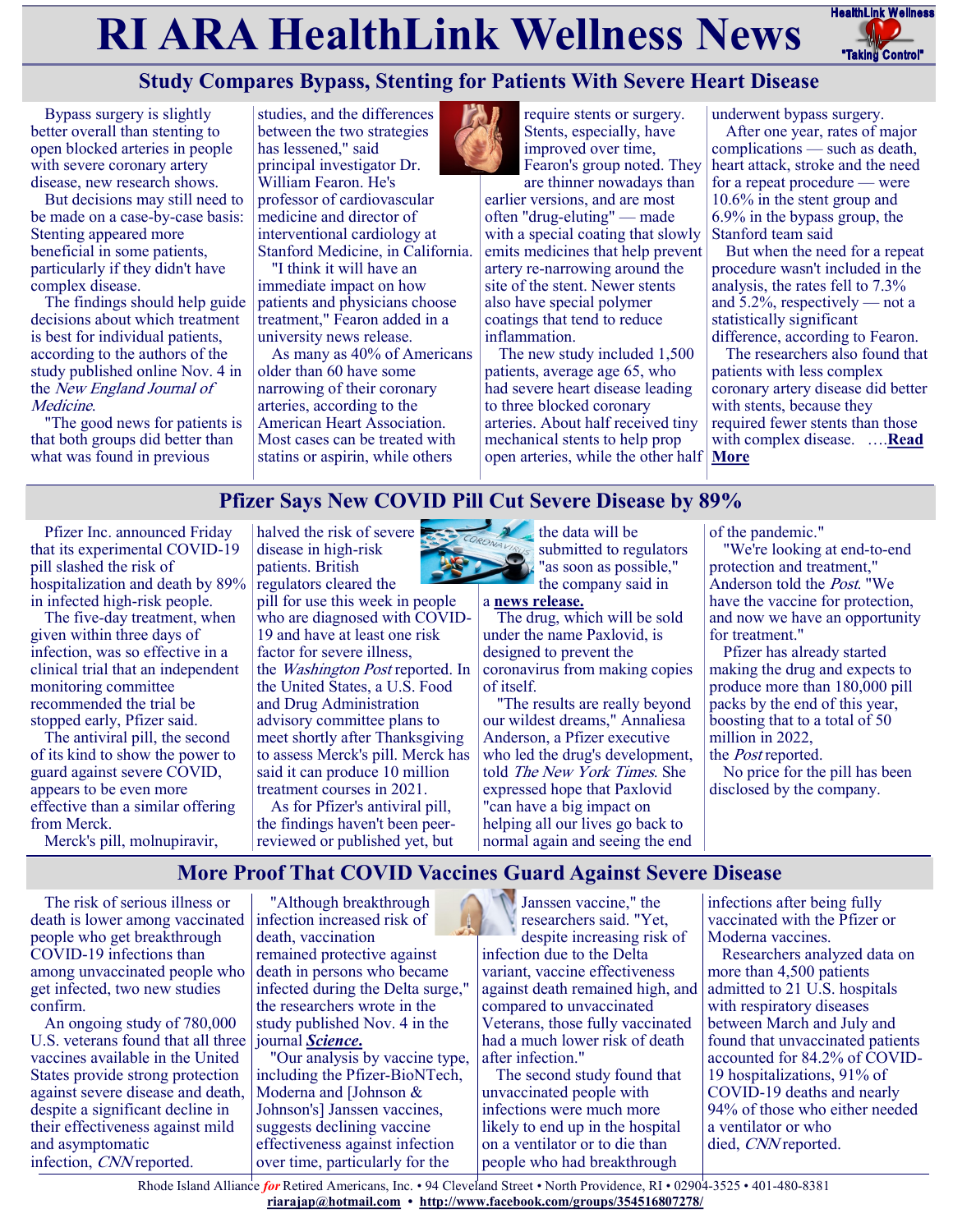# RI ARA HealthLink Wellness News

## Study Compares Bypass, Stenting for Patients With Severe Heart Disease

Bypass surgery is slightly better overall than stenting to open blocked arteries in people with severe coronary artery disease, new research shows.

But decisions may still need to be made on a case-by-case basis: Stenting appeared more beneficial in some patients, particularly if they didn't have complex disease.

The findings should help guide decisions about which treatment is best for individual patients, according to the authors of the study published online Nov. 4 in the *New England Journal of Medicine*.

"The good news for patients is that both groups did better than what was found in previous studies, and the differences between the two strategies has lessened," said principal investigator Dr. William Fearon. He's professor of cardiovascular medicine and director of interventional cardiology at Stanford Medicine, in California.

"I think it will have an immediate impact on how patients and physicians choose treatment," Fearon added in a university news release.

As many as 40% of Americans older than 60 have some narrowing of their coronary arteries, according to the American Heart Association. Most cases can be treated with statins or aspirin, while others require stents or surgery. Stents, especially, have improved over time, Fearon's group noted. They are thinner nowadays than earlier versions, and are most often "drug-eluting" — made with a special coating that slowly emits medicines that help prevent artery re-narrowing around the site of the stent. Newer stents also have special polymer coatings that tend to reduce inflammation.

The new study included 1,500 patients, average age 65, who had severe heart disease leading to three blocked coronary arteries. About half received tiny mechanical stents to help prop open arteries, while the other half underwent bypass surgery.

After one year, rates of major complications — such as death, heart attack, stroke and the need for a repeat procedure — were 10.6% in the stent group and 6.9% in the bypass group, the Stanford team said.

But when the need for a repeat procedure wasn't included in the analysis, the rates fell to 7.3% and 5.2%, respectively — not a statistically significant difference, according to Fearon.

The researchers also found that patients with less complex coronary artery disease did better with stents, because they required fewer stents than those with complex disease. ….**Read More**

## Pfizer Says New COVID Pill Cut Severe Disease by 89%

Pfizer Inc. announced Friday that its experimental COVID-19 pill slashed the risk of hospitalization and death by 89% in infected high-risk people.

The five-day treatment, when given within three days of infection, was so effective in a clinical trial that an independent monitoring committee recommended the trial be stopped early, Pfizer said.

The antiviral pill, the second of its kind to show the power to guard against severe COVID, appears to be even more effective than a similar offering from Merck.

Merck's pill, molnupiravir, halved the risk of severe disease in high-risk patients. British regulators cleared the pill for use this week in people who are diagnosed with COVID-19 and have at least one risk factor for severe illness, the *Washington Post* reported. In the United States, a U.S. Food and Drug Administration advisory committee plans to meet shortly after Thanksgiving to assess Merck's pill. Merck has said it can produce 10 million treatment courses in 2021.

As for Pfizer's antiviral pill, the findings haven't been peer-reviewed or published yet, but the data will be submitted to regulators "as soon as possible," the company said in a **news release.**

The drug, which will be sold under the name Paxlovid, is designed to prevent the coronavirus from making copies of itself.

"The results are really beyond our wildest dreams," Annaliesa Anderson, a Pfizer executive who led the drug's development, told *The New York Times*. She expressed hope that Paxlovid "can have a big impact on helping all our lives go back to normal again and seeing the end of the pandemic."

"We're looking at end-to-end protection and treatment," Anderson told the *Post*. "We have the vaccine for protection, and now we have an opportunity for treatment."

Pfizer has already started making the drug and expects to produce more than 180,000 pill packs by the end of this year, boosting that to a total of 50 million in 2022, the *Post* reported.

No price for the pill has been disclosed by the company.

## More Proof That COVID Vaccines Guard Against Severe Disease

The risk of serious illness or death is lower among vaccinated people who get breakthrough COVID-19 infections than among unvaccinated people who get infected, two new studies confirm.

An ongoing study of 780,000 U.S. veterans found that all three vaccines available in the United States provide strong protection against severe disease and death, despite a significant decline in their effectiveness against mild and asymptomatic infection, *CNN* reported.

"Although breakthrough infection increased risk of death, vaccination remained protective against death in persons who became infected during the Delta surge," the researchers wrote in the study published Nov. 4 in the journal ***Science.***

"Our analysis by vaccine type, including the Pfizer-BioNTech, Moderna and [Johnson & Johnson's] Janssen vaccines, suggests declining vaccine effectiveness against infection over time, particularly for the Janssen vaccine," the researchers said. "Yet, despite increasing risk of infection due to the Delta variant, vaccine effectiveness against death remained high, and compared to unvaccinated Veterans, those fully vaccinated had a much lower risk of death after infection."

The second study found that unvaccinated people with infections were much more likely to end up in the hospital on a ventilator or to die than people who had breakthrough infections after being fully vaccinated with the Pfizer or Moderna vaccines.

Researchers analyzed data on more than 4,500 patients admitted to 21 U.S. hospitals with respiratory diseases between March and July and found that unvaccinated patients accounted for 84.2% of COVID-19 hospitalizations, 91% of COVID-19 deaths and nearly 94% of those who either needed a ventilator or who died, *CNN* reported.

Rhode Island Alliance *for* Retired Americans, Inc. • 94 Cleveland Street • North Providence, RI • 02904-3525 • 401-480-8381
**riarajap@hotmail.com** • **http://www.facebook.com/groups/354516807278/**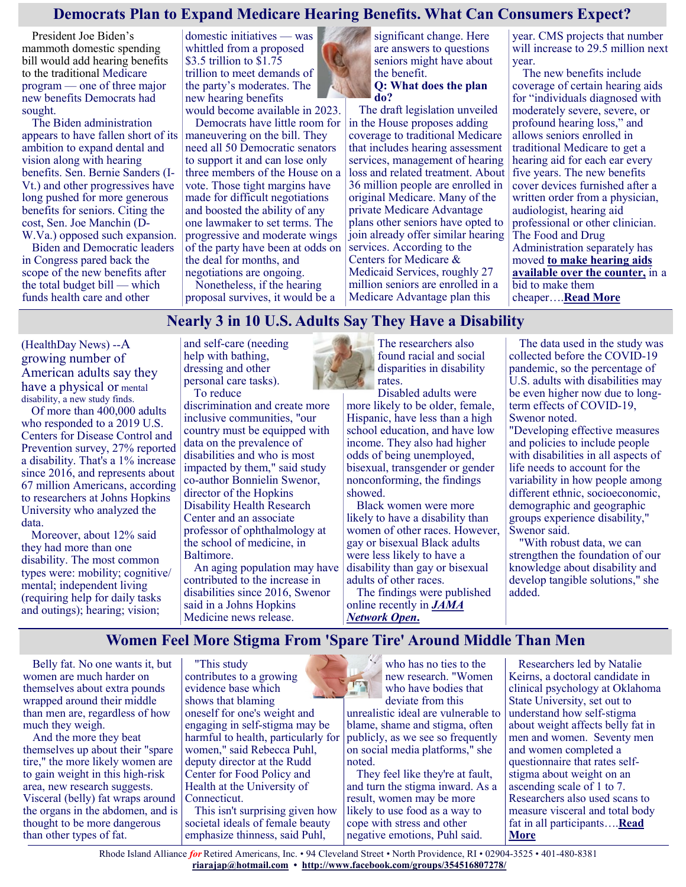## Democrats Plan to Expand Medicare Hearing Benefits. What Can Consumers Expect?

President Joe Biden's mammoth domestic spending bill would add hearing benefits to the traditional Medicare program — one of three major new benefits Democrats had sought.

The Biden administration appears to have fallen short of its ambition to expand dental and vision along with hearing benefits. Sen. Bernie Sanders (I-Vt.) and other progressives have long pushed for more generous benefits for seniors. Citing the cost, Sen. Joe Manchin (D-W.Va.) opposed such expansion.

Biden and Democratic leaders in Congress pared back the scope of the new benefits after the total budget bill — which funds health care and other domestic initiatives — was whittled from a proposed $3.5 trillion to $1.75 trillion to meet demands of the party's moderates. The new hearing benefits would become available in 2023.

Democrats have little room for maneuvering on the bill. They need all 50 Democratic senators to support it and can lose only three members of the House on a vote. Those tight margins have made for difficult negotiations and boosted the ability of any one lawmaker to set terms. The progressive and moderate wings of the party have been at odds on the deal for months, and negotiations are ongoing.

Nonetheless, if the hearing proposal survives, it would be a significant change. Here are answers to questions seniors might have about the benefit.

**Q: What does the plan do?**

The draft legislation unveiled in the House proposes adding coverage to traditional Medicare that includes hearing assessment services, management of hearing loss and related treatment. About 36 million people are enrolled in original Medicare. Many of the private Medicare Advantage plans other seniors have opted to join already offer similar hearing services. According to the Centers for Medicare & Medicaid Services, roughly 27 million seniors are enrolled in a Medicare Advantage plan this year. CMS projects that number will increase to 29.5 million next year.

The new benefits include coverage of certain hearing aids for "individuals diagnosed with moderately severe, severe, or profound hearing loss," and allows seniors enrolled in traditional Medicare to get a hearing aid for each ear every five years. The new benefits cover devices furnished after a written order from a physician, audiologist, hearing aid professional or other clinician. The Food and Drug Administration separately has moved **to make hearing aids available over the counter,** in a bid to make them cheaper….**Read More**

## Nearly 3 in 10 U.S. Adults Say They Have a Disability

(HealthDay News) --A growing number of American adults say they have a physical or mental disability, a new study finds.

Of more than 400,000 adults who responded to a 2019 U.S. Centers for Disease Control and Prevention survey, 27% reported a disability. That's a 1% increase since 2016, and represents about 67 million Americans, according to researchers at Johns Hopkins University who analyzed the data.

Moreover, about 12% said they had more than one disability. The most common types were: mobility; cognitive/mental; independent living (requiring help for daily tasks and outings); hearing; vision; and self-care (needing help with bathing, dressing and other personal care tasks).

To reduce discrimination and create more inclusive communities, "our country must be equipped with data on the prevalence of disabilities and who is most impacted by them," said study co-author Bonnielin Swenor, director of the Hopkins Disability Health Research Center and an associate professor of ophthalmology at the school of medicine, in Baltimore.

An aging population may have contributed to the increase in disabilities since 2016, Swenor said in a Johns Hopkins Medicine news release.

The researchers also found racial and social disparities in disability rates.

Disabled adults were more likely to be older, female, Hispanic, have less than a high school education, and have low income. They also had higher odds of being unemployed, bisexual, transgender or gender nonconforming, the findings showed.

Black women were more likely to have a disability than women of other races. However, gay or bisexual Black adults were less likely to have a disability than gay or bisexual adults of other races.

The findings were published online recently in ***JAMA Network Open.***

The data used in the study was collected before the COVID-19 pandemic, so the percentage of U.S. adults with disabilities may be even higher now due to long-term effects of COVID-19, Swenor noted.

"Developing effective measures and policies to include people with disabilities in all aspects of life needs to account for the variability in how people among different ethnic, socioeconomic, demographic and geographic groups experience disability," Swenor said.

"With robust data, we can strengthen the foundation of our knowledge about disability and develop tangible solutions," she added.

## Women Feel More Stigma From 'Spare Tire' Around Middle Than Men

Belly fat. No one wants it, but women are much harder on themselves about extra pounds wrapped around their middle than men are, regardless of how much they weigh.

And the more they beat themselves up about their "spare tire," the more likely women are to gain weight in this high-risk area, new research suggests. Visceral (belly) fat wraps around the organs in the abdomen, and is thought to be more dangerous than other types of fat.

"This study contributes to a growing evidence base which shows that blaming oneself for one's weight and engaging in self-stigma may be harmful to health, particularly for women," said Rebecca Puhl, deputy director at the Rudd Center for Food Policy and Health at the University of Connecticut.

This isn't surprising given how societal ideals of female beauty emphasize thinness, said Puhl, who has no ties to the new research. "Women who have bodies that deviate from this unrealistic ideal are vulnerable to blame, shame and stigma, often publicly, as we see so frequently on social media platforms," she noted.

They feel like they're at fault, and turn the stigma inward. As a result, women may be more likely to use food as a way to cope with stress and other negative emotions, Puhl said.

Researchers led by Natalie Keirns, a doctoral candidate in clinical psychology at Oklahoma State University, set out to understand how self-stigma about weight affects belly fat in men and women. Seventy men and women completed a questionnaire that rates self-stigma about weight on an ascending scale of 1 to 7. Researchers also used scans to measure visceral and total body fat in all participants….**Read More**

Rhode Island Alliance *for* Retired Americans, Inc. • 94 Cleveland Street • North Providence, RI • 02904-3525 • 401-480-8381
**riarajap@hotmail.com • http://www.facebook.com/groups/354516807278/**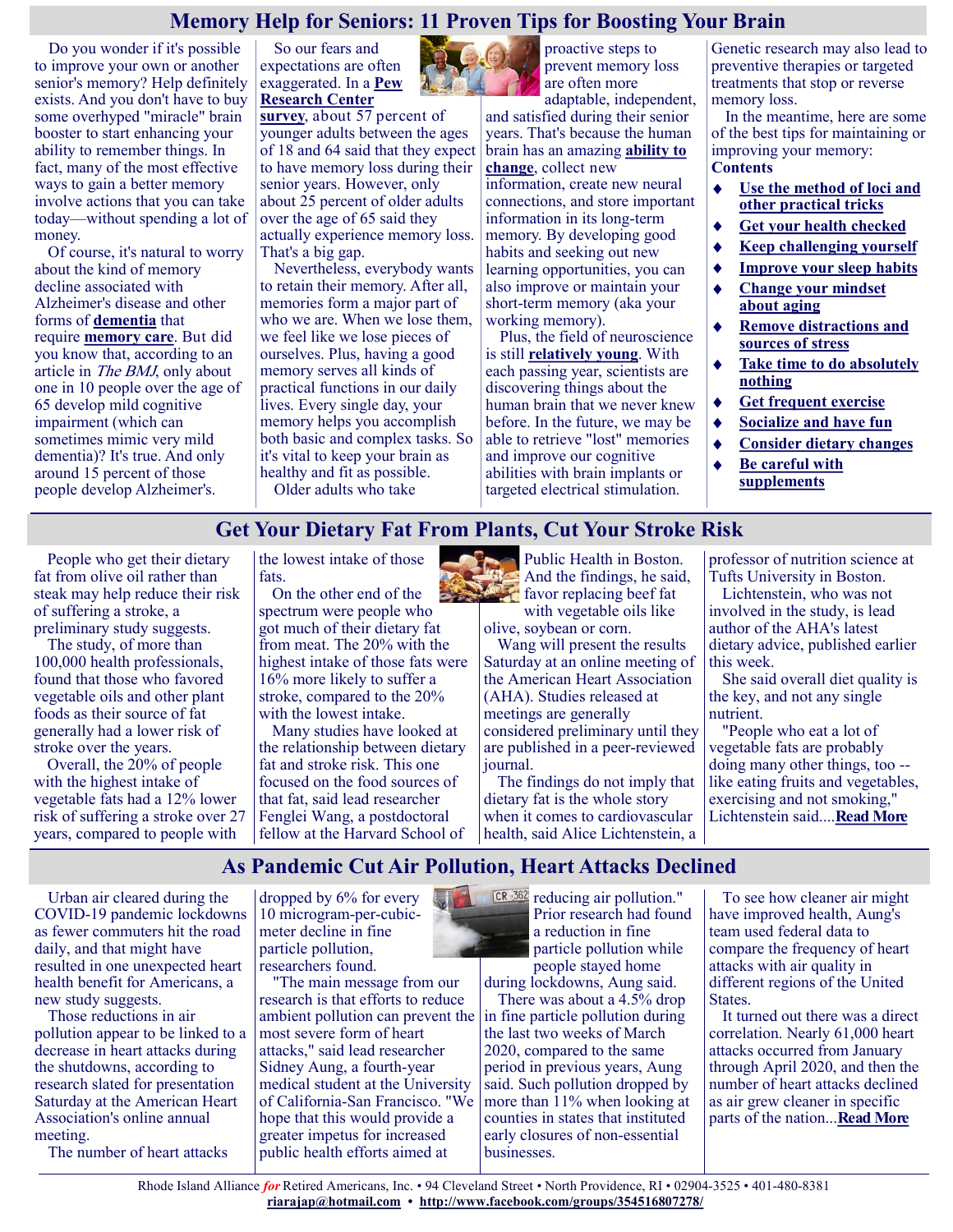## Memory Help for Seniors: 11 Proven Tips for Boosting Your Brain

Do you wonder if it's possible to improve your own or another senior's memory? Help definitely exists. And you don't have to buy some overhyped "miracle" brain booster to start enhancing your ability to remember things. In fact, many of the most effective ways to gain a better memory involve actions that you can take today—without spending a lot of money.

Of course, it's natural to worry about the kind of memory decline associated with Alzheimer's disease and other forms of **dementia** that require **memory care**. But did you know that, according to an article in *The BMJ*, only about one in 10 people over the age of 65 develop mild cognitive impairment (which can sometimes mimic very mild dementia)? It's true. And only around 15 percent of those people develop Alzheimer's.

So our fears and expectations are often exaggerated. In a **Pew Research Center survey**, about 57 percent of younger adults between the ages of 18 and 64 said that they expect to have memory loss during their senior years. However, only about 25 percent of older adults over the age of 65 said they actually experience memory loss. That's a big gap.

Nevertheless, everybody wants to retain their memory. After all, memories form a major part of who we are. When we lose them, we feel like we lose pieces of ourselves. Plus, having a good memory serves all kinds of practical functions in our daily lives. Every single day, your memory helps you accomplish both basic and complex tasks. So it's vital to keep your brain as healthy and fit as possible.

Older adults who take proactive steps to prevent memory loss are often more adaptable, independent, and satisfied during their senior years. That's because the human brain has an amazing **ability to change**, collect new information, create new neural connections, and store important information in its long-term memory. By developing good habits and seeking out new learning opportunities, you can also improve or maintain your short-term memory (aka your working memory).

Plus, the field of neuroscience is still **relatively young**. With each passing year, scientists are discovering things about the human brain that we never knew before. In the future, we may be able to retrieve "lost" memories and improve our cognitive abilities with brain implants or targeted electrical stimulation. Genetic research may also lead to preventive therapies or targeted treatments that stop or reverse memory loss.

In the meantime, here are some of the best tips for maintaining or improving your memory:

**Contents**

- **Use the method of loci and other practical tricks**
- **Get your health checked**
- **Keep challenging yourself**
- **Improve your sleep habits**
- **Change your mindset about aging**
- **Remove distractions and sources of stress**
- **Take time to do absolutely nothing**
- **Get frequent exercise**
- **Socialize and have fun**
- **Consider dietary changes**
- **Be careful with supplements**

## Get Your Dietary Fat From Plants, Cut Your Stroke Risk

People who get their dietary fat from olive oil rather than steak may help reduce their risk of suffering a stroke, a preliminary study suggests.

The study, of more than 100,000 health professionals, found that those who favored vegetable oils and other plant foods as their source of fat generally had a lower risk of stroke over the years.

Overall, the 20% of people with the highest intake of vegetable fats had a 12% lower risk of suffering a stroke over 27 years, compared to people with the lowest intake of those fats.

On the other end of the spectrum were people who got much of their dietary fat from meat. The 20% with the highest intake of those fats were 16% more likely to suffer a stroke, compared to the 20% with the lowest intake.

Many studies have looked at the relationship between dietary fat and stroke risk. This one focused on the food sources of that fat, said lead researcher Fenglei Wang, a postdoctoral fellow at the Harvard School of Public Health in Boston. And the findings, he said, favor replacing beef fat with vegetable oils like olive, soybean or corn.

Wang will present the results Saturday at an online meeting of the American Heart Association (AHA). Studies released at meetings are generally considered preliminary until they are published in a peer-reviewed journal.

The findings do not imply that dietary fat is the whole story when it comes to cardiovascular health, said Alice Lichtenstein, a professor of nutrition science at Tufts University in Boston.

Lichtenstein, who was not involved in the study, is lead author of the AHA's latest dietary advice, published earlier this week.

She said overall diet quality is the key, and not any single nutrient.

"People who eat a lot of vegetable fats are probably doing many other things, too -- like eating fruits and vegetables, exercising and not smoking," Lichtenstein said....**Read More**

## As Pandemic Cut Air Pollution, Heart Attacks Declined

Urban air cleared during the COVID-19 pandemic lockdowns as fewer commuters hit the road daily, and that might have resulted in one unexpected heart health benefit for Americans, a new study suggests.

Those reductions in air pollution appear to be linked to a decrease in heart attacks during the shutdowns, according to research slated for presentation Saturday at the American Heart Association's online annual meeting.

The number of heart attacks dropped by 6% for every 10 microgram-per-cubic-meter decline in fine particle pollution, researchers found.

"The main message from our research is that efforts to reduce ambient pollution can prevent the most severe form of heart attacks," said lead researcher Sidney Aung, a fourth-year medical student at the University of California-San Francisco. "We hope that this would provide a greater impetus for increased public health efforts aimed at reducing air pollution."

Prior research had found a reduction in fine particle pollution while people stayed home during lockdowns, Aung said.

There was about a 4.5% drop in fine particle pollution during the last two weeks of March 2020, compared to the same period in previous years, Aung said. Such pollution dropped by more than 11% when looking at counties in states that instituted early closures of non-essential businesses.

To see how cleaner air might have improved health, Aung's team used federal data to compare the frequency of heart attacks with air quality in different regions of the United States.

It turned out there was a direct correlation. Nearly 61,000 heart attacks occurred from January through April 2020, and then the number of heart attacks declined as air grew cleaner in specific parts of the nation...**Read More**

Rhode Island Alliance *for* Retired Americans, Inc. • 94 Cleveland Street • North Providence, RI • 02904-3525 • 401-480-8381
**riarajap@hotmail.com** • **http://www.facebook.com/groups/354516807278/**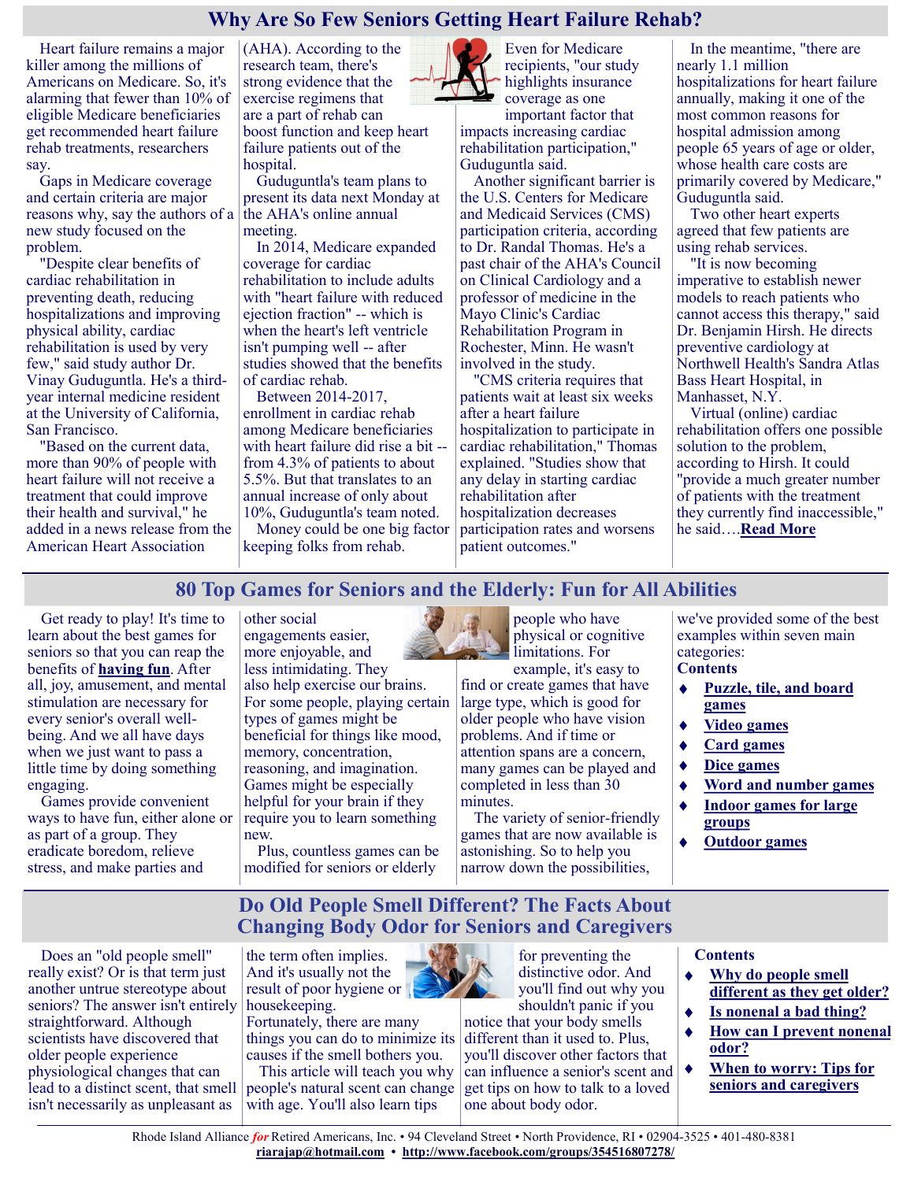## Why Are So Few Seniors Getting Heart Failure Rehab?

Heart failure remains a major killer among the millions of Americans on Medicare. So, it's alarming that fewer than 10% of eligible Medicare beneficiaries get recommended heart failure rehab treatments, researchers say.

Gaps in Medicare coverage and certain criteria are major reasons why, say the authors of a new study focused on the problem.

"Despite clear benefits of cardiac rehabilitation in preventing death, reducing hospitalizations and improving physical ability, cardiac rehabilitation is used by very few," said study author Dr. Vinay Guduguntla. He's a third-year internal medicine resident at the University of California, San Francisco.

"Based on the current data, more than 90% of people with heart failure will not receive a treatment that could improve their health and survival," he added in a news release from the American Heart Association (AHA). According to the research team, there's strong evidence that the exercise regimens that are a part of rehab can boost function and keep heart failure patients out of the hospital.

Guduguntla's team plans to present its data next Monday at the AHA's online annual meeting.

In 2014, Medicare expanded coverage for cardiac rehabilitation to include adults with "heart failure with reduced ejection fraction" -- which is when the heart's left ventricle isn't pumping well -- after studies showed that the benefits of cardiac rehab.

Between 2014-2017, enrollment in cardiac rehab among Medicare beneficiaries with heart failure did rise a bit -- from 4.3% of patients to about 5.5%. But that translates to an annual increase of only about 10%, Guduguntla's team noted.

Money could be one big factor keeping folks from rehab. Even for Medicare recipients, "our study highlights insurance coverage as one important factor that impacts increasing cardiac rehabilitation participation," Guduguntla said.

Another significant barrier is the U.S. Centers for Medicare and Medicaid Services (CMS) participation criteria, according to Dr. Randal Thomas. He's a past chair of the AHA's Council on Clinical Cardiology and a professor of medicine in the Mayo Clinic's Cardiac Rehabilitation Program in Rochester, Minn. He wasn't involved in the study.

"CMS criteria requires that patients wait at least six weeks after a heart failure hospitalization to participate in cardiac rehabilitation," Thomas explained. "Studies show that any delay in starting cardiac rehabilitation after hospitalization decreases participation rates and worsens patient outcomes."

In the meantime, "there are nearly 1.1 million hospitalizations for heart failure annually, making it one of the most common reasons for hospital admission among people 65 years of age or older, whose health care costs are primarily covered by Medicare," Guduguntla said.

Two other heart experts agreed that few patients are using rehab services.

"It is now becoming imperative to establish newer models to reach patients who cannot access this therapy," said Dr. Benjamin Hirsh. He directs preventive cardiology at Northwell Health's Sandra Atlas Bass Heart Hospital, in Manhasset, N.Y.

Virtual (online) cardiac rehabilitation offers one possible solution to the problem, according to Hirsh. It could "provide a much greater number of patients with the treatment they currently find inaccessible," he said….**Read More**

## 80 Top Games for Seniors and the Elderly: Fun for All Abilities

Get ready to play! It's time to learn about the best games for seniors so that you can reap the benefits of **having fun**. After all, joy, amusement, and mental stimulation are necessary for every senior's overall well-being. And we all have days when we just want to pass a little time by doing something engaging.

Games provide convenient ways to have fun, either alone or as part of a group. They eradicate boredom, relieve stress, and make parties and other social engagements easier, more enjoyable, and less intimidating. They also help exercise our brains. For some people, playing certain types of games might be beneficial for things like mood, memory, concentration, reasoning, and imagination. Games might be especially helpful for your brain if they require you to learn something new.

Plus, countless games can be modified for seniors or elderly people who have physical or cognitive limitations. For example, it's easy to find or create games that have large type, which is good for older people who have vision problems. And if time or attention spans are a concern, many games can be played and completed in less than 30 minutes.

The variety of senior-friendly games that are now available is astonishing. So to help you narrow down the possibilities, we've provided some of the best examples within seven main categories:

**Contents**

- **Puzzle, tile, and board games**
- **Video games**
- **Card games**
- **Dice games**
- **Word and number games**
- **Indoor games for large groups**
- **Outdoor games**

## Do Old People Smell Different? The Facts About Changing Body Odor for Seniors and Caregivers

Does an "old people smell" really exist? Or is that term just another untrue stereotype about seniors? The answer isn't entirely straightforward. Although scientists have discovered that older people experience physiological changes that can lead to a distinct scent, that smell isn't necessarily as unpleasant as the term often implies. And it's usually not the result of poor hygiene or housekeeping.

Fortunately, there are many things you can do to minimize its causes if the smell bothers you.

This article will teach you why people's natural scent can change with age. You'll also learn tips for preventing the distinctive odor. And you'll find out why you shouldn't panic if you notice that your body smells different than it used to. Plus, you'll discover other factors that can influence a senior's scent and get tips on how to talk to a loved one about body odor.

**Contents**

- **Why do people smell different as they get older?**
- **Is nonenal a bad thing?**
- **How can I prevent nonenal odor?**
- **When to worry: Tips for seniors and caregivers**

Rhode Island Alliance *for* Retired Americans, Inc. • 94 Cleveland Street • North Providence, RI • 02904-3525 • 401-480-8381
**riarajap@hotmail.com** • **http://www.facebook.com/groups/354516807278/**